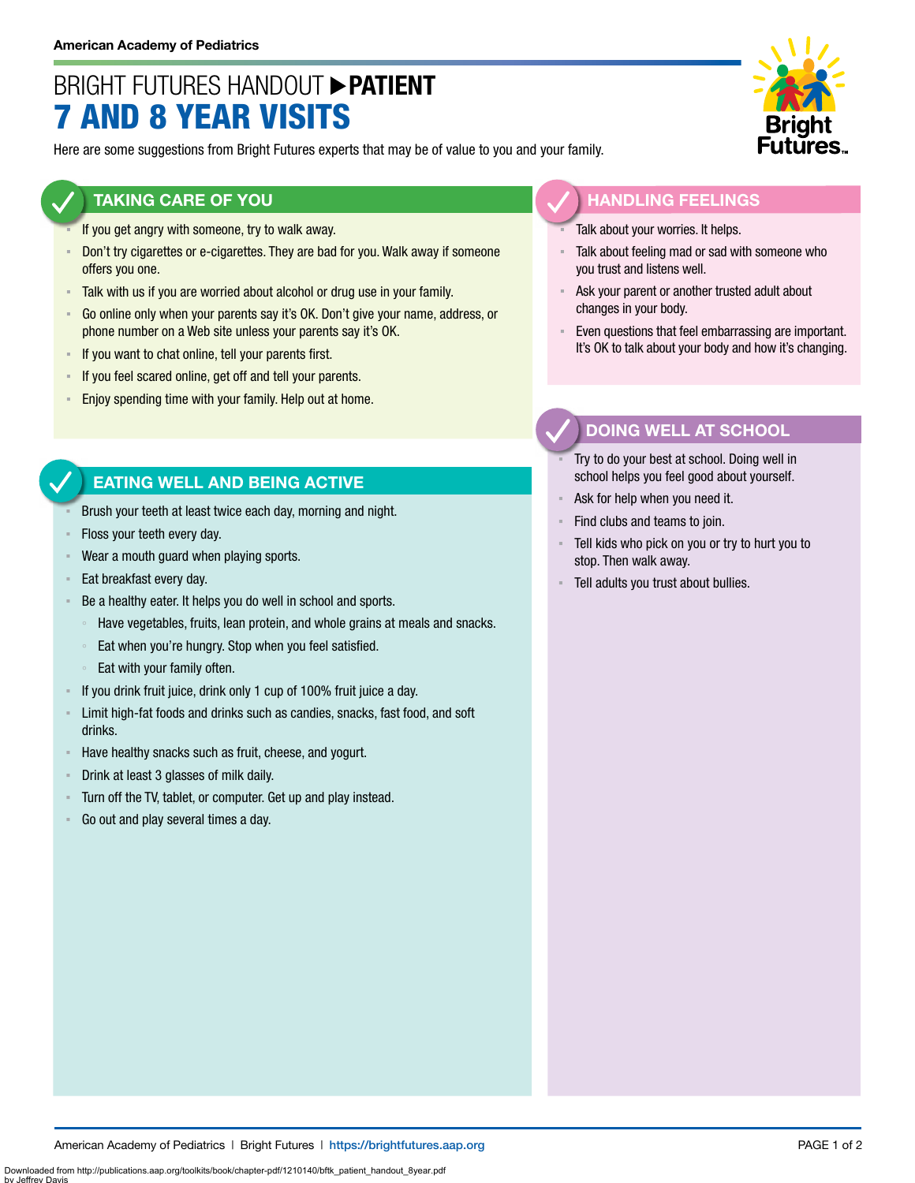American Academy of Pediatrics

# BRIGHT FUTURES HANDOUT ▶ PATIENT

# 7 AND 8 YEAR VISITS

Here are some suggestions from Bright Futures experts that may be of value to you and your family.

## TAKING CARE OF YOU

- If you get angry with someone, try to walk away.
- Don't try cigarettes or e-cigarettes. They are bad for you. Walk away if someone offers you one.
- Talk with us if you are worried about alcohol or drug use in your family.
- Go online only when your parents say it's OK. Don't give your name, address, or phone number on a Web site unless your parents say it's OK.
- If you want to chat online, tell your parents first.
- If you feel scared online, get off and tell your parents.
- Enjoy spending time with your family. Help out at home.

## EATING WELL AND BEING ACTIVE

- Brush your teeth at least twice each day, morning and night.
- Floss your teeth every day.
- Wear a mouth guard when playing sports.
- Eat breakfast every day.
- Be a healthy eater. It helps you do well in school and sports.
  - Have vegetables, fruits, lean protein, and whole grains at meals and snacks.
  - Eat when you're hungry. Stop when you feel satisfied.
  - Eat with your family often.
- If you drink fruit juice, drink only 1 cup of 100% fruit juice a day.
- Limit high-fat foods and drinks such as candies, snacks, fast food, and soft drinks.
- Have healthy snacks such as fruit, cheese, and yogurt.
- Drink at least 3 glasses of milk daily.
- Turn off the TV, tablet, or computer. Get up and play instead.
- Go out and play several times a day.

## HANDLING FEELINGS

- Talk about your worries. It helps.
- Talk about feeling mad or sad with someone who you trust and listens well.
- Ask your parent or another trusted adult about changes in your body.
- Even questions that feel embarrassing are important. It's OK to talk about your body and how it's changing.

## DOING WELL AT SCHOOL

- Try to do your best at school. Doing well in school helps you feel good about yourself.
- Ask for help when you need it.
- Find clubs and teams to join.
- Tell kids who pick on you or try to hurt you to stop. Then walk away.
- Tell adults you trust about bullies.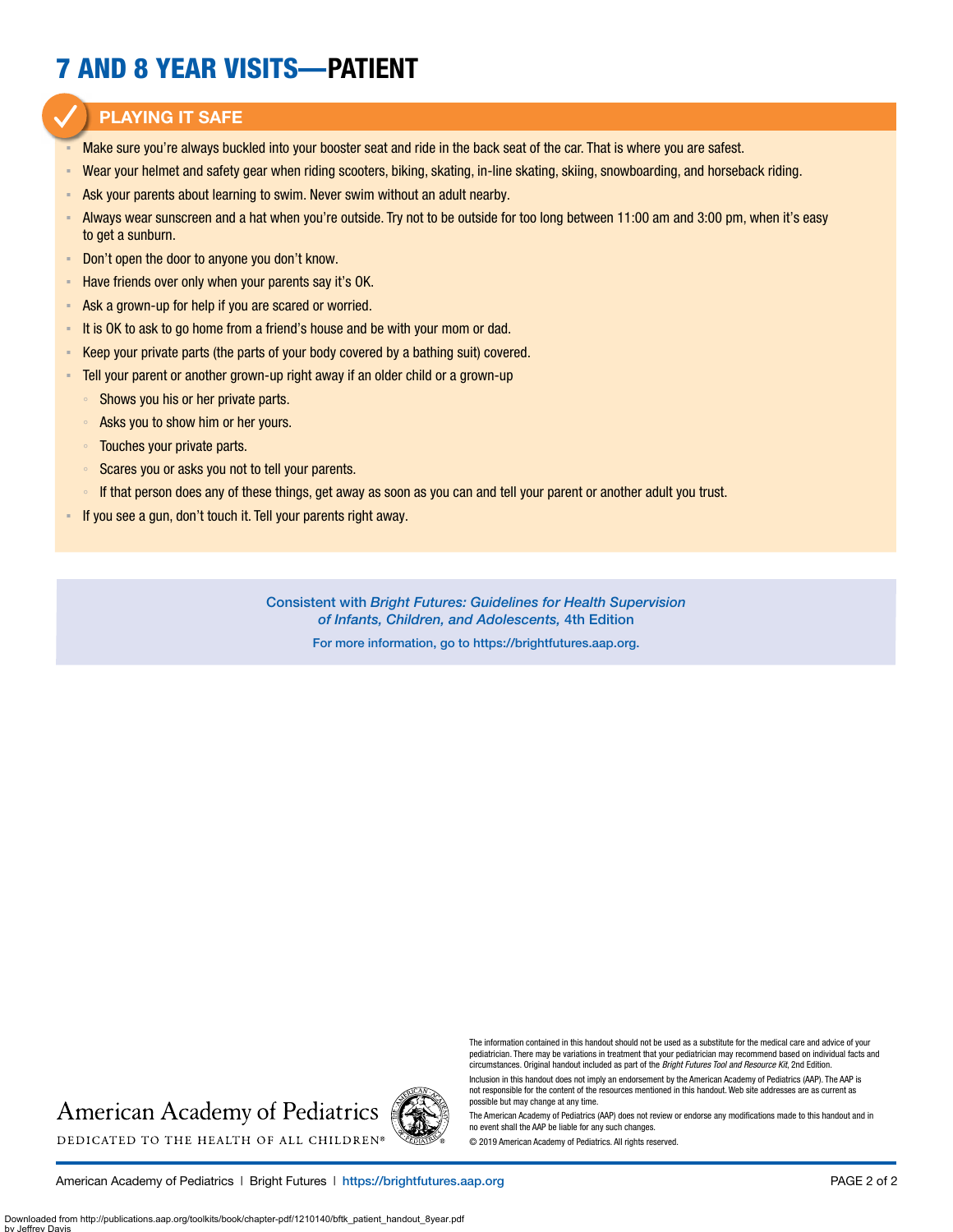# 7 AND 8 YEAR VISITS—PATIENT

## PLAYING IT SAFE

- Make sure you're always buckled into your booster seat and ride in the back seat of the car. That is where you are safest.
- Wear your helmet and safety gear when riding scooters, biking, skating, in-line skating, skiing, snowboarding, and horseback riding.
- Ask your parents about learning to swim. Never swim without an adult nearby.
- Always wear sunscreen and a hat when you're outside. Try not to be outside for too long between 11:00 am and 3:00 pm, when it's easy to get a sunburn.
- Don't open the door to anyone you don't know.
- Have friends over only when your parents say it's OK.
- Ask a grown-up for help if you are scared or worried.
- It is OK to ask to go home from a friend's house and be with your mom or dad.
- Keep your private parts (the parts of your body covered by a bathing suit) covered.
- Tell your parent or another grown-up right away if an older child or a grown-up
  - Shows you his or her private parts.
  - Asks you to show him or her yours.
  - Touches your private parts.
  - Scares you or asks you not to tell your parents.
  - If that person does any of these things, get away as soon as you can and tell your parent or another adult you trust.
- If you see a gun, don't touch it. Tell your parents right away.

Consistent with *Bright Futures: Guidelines for Health Supervision of Infants, Children, and Adolescents,* 4th Edition

For more information, go to https://brightfutures.aap.org.

American Academy of Pediatrics

DEDICATED TO THE HEALTH OF ALL CHILDREN®

The information contained in this handout should not be used as a substitute for the medical care and advice of your pediatrician. There may be variations in treatment that your pediatrician may recommend based on individual facts and circumstances. Original handout included as part of the *Bright Futures Tool and Resource Kit*, 2nd Edition.

Inclusion in this handout does not imply an endorsement by the American Academy of Pediatrics (AAP). The AAP is not responsible for the content of the resources mentioned in this handout. Web site addresses are as current as possible but may change at any time.

The American Academy of Pediatrics (AAP) does not review or endorse any modifications made to this handout and in no event shall the AAP be liable for any such changes.

© 2019 American Academy of Pediatrics. All rights reserved.